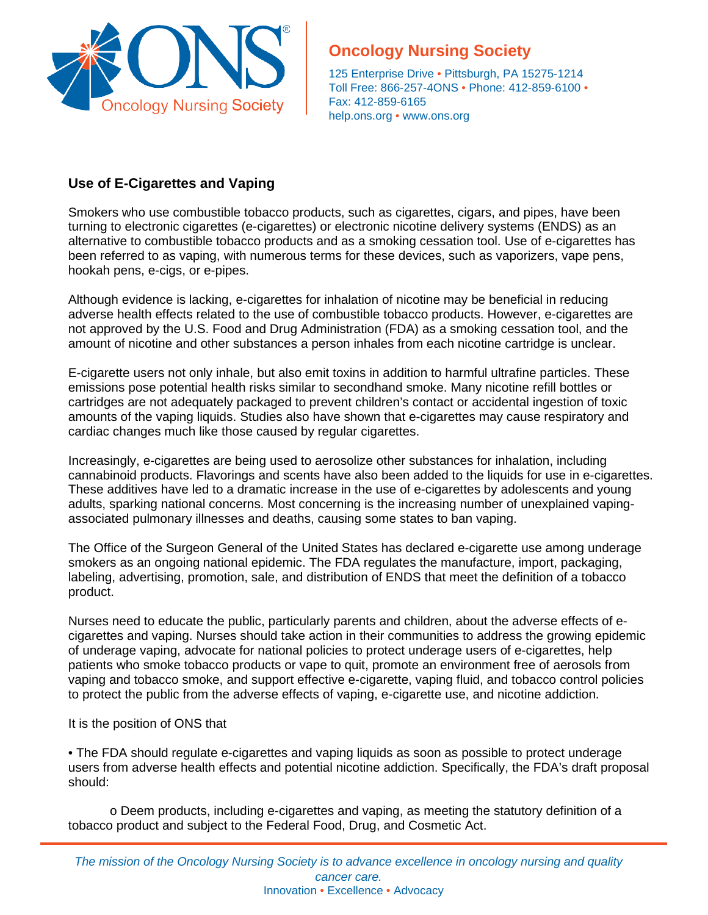# Oncology Nursing Society

125 Enterprise Drive • Pittsburgh, PA 15275-1214
Toll Free: 866-257-4ONS • Phone: 412-859-6100 •
Fax: 412-859-6165
help.ons.org • www.ons.org

## Use of E-Cigarettes and Vaping

Smokers who use combustible tobacco products, such as cigarettes, cigars, and pipes, have been turning to electronic cigarettes (e-cigarettes) or electronic nicotine delivery systems (ENDS) as an alternative to combustible tobacco products and as a smoking cessation tool. Use of e-cigarettes has been referred to as vaping, with numerous terms for these devices, such as vaporizers, vape pens, hookah pens, e-cigs, or e-pipes.

Although evidence is lacking, e-cigarettes for inhalation of nicotine may be beneficial in reducing adverse health effects related to the use of combustible tobacco products. However, e-cigarettes are not approved by the U.S. Food and Drug Administration (FDA) as a smoking cessation tool, and the amount of nicotine and other substances a person inhales from each nicotine cartridge is unclear.

E-cigarette users not only inhale, but also emit toxins in addition to harmful ultrafine particles. These emissions pose potential health risks similar to secondhand smoke. Many nicotine refill bottles or cartridges are not adequately packaged to prevent children's contact or accidental ingestion of toxic amounts of the vaping liquids. Studies also have shown that e-cigarettes may cause respiratory and cardiac changes much like those caused by regular cigarettes.

Increasingly, e-cigarettes are being used to aerosolize other substances for inhalation, including cannabinoid products. Flavorings and scents have also been added to the liquids for use in e-cigarettes. These additives have led to a dramatic increase in the use of e-cigarettes by adolescents and young adults, sparking national concerns. Most concerning is the increasing number of unexplained vaping-associated pulmonary illnesses and deaths, causing some states to ban vaping.

The Office of the Surgeon General of the United States has declared e-cigarette use among underage smokers as an ongoing national epidemic. The FDA regulates the manufacture, import, packaging, labeling, advertising, promotion, sale, and distribution of ENDS that meet the definition of a tobacco product.

Nurses need to educate the public, particularly parents and children, about the adverse effects of e-cigarettes and vaping. Nurses should take action in their communities to address the growing epidemic of underage vaping, advocate for national policies to protect underage users of e-cigarettes, help patients who smoke tobacco products or vape to quit, promote an environment free of aerosols from vaping and tobacco smoke, and support effective e-cigarette, vaping fluid, and tobacco control policies to protect the public from the adverse effects of vaping, e-cigarette use, and nicotine addiction.

It is the position of ONS that

- The FDA should regulate e-cigarettes and vaping liquids as soon as possible to protect underage users from adverse health effects and potential nicotine addiction. Specifically, the FDA's draft proposal should:
  - Deem products, including e-cigarettes and vaping, as meeting the statutory definition of a tobacco product and subject to the Federal Food, Drug, and Cosmetic Act.

*The mission of the Oncology Nursing Society is to advance excellence in oncology nursing and quality cancer care.*
Innovation • Excellence • Advocacy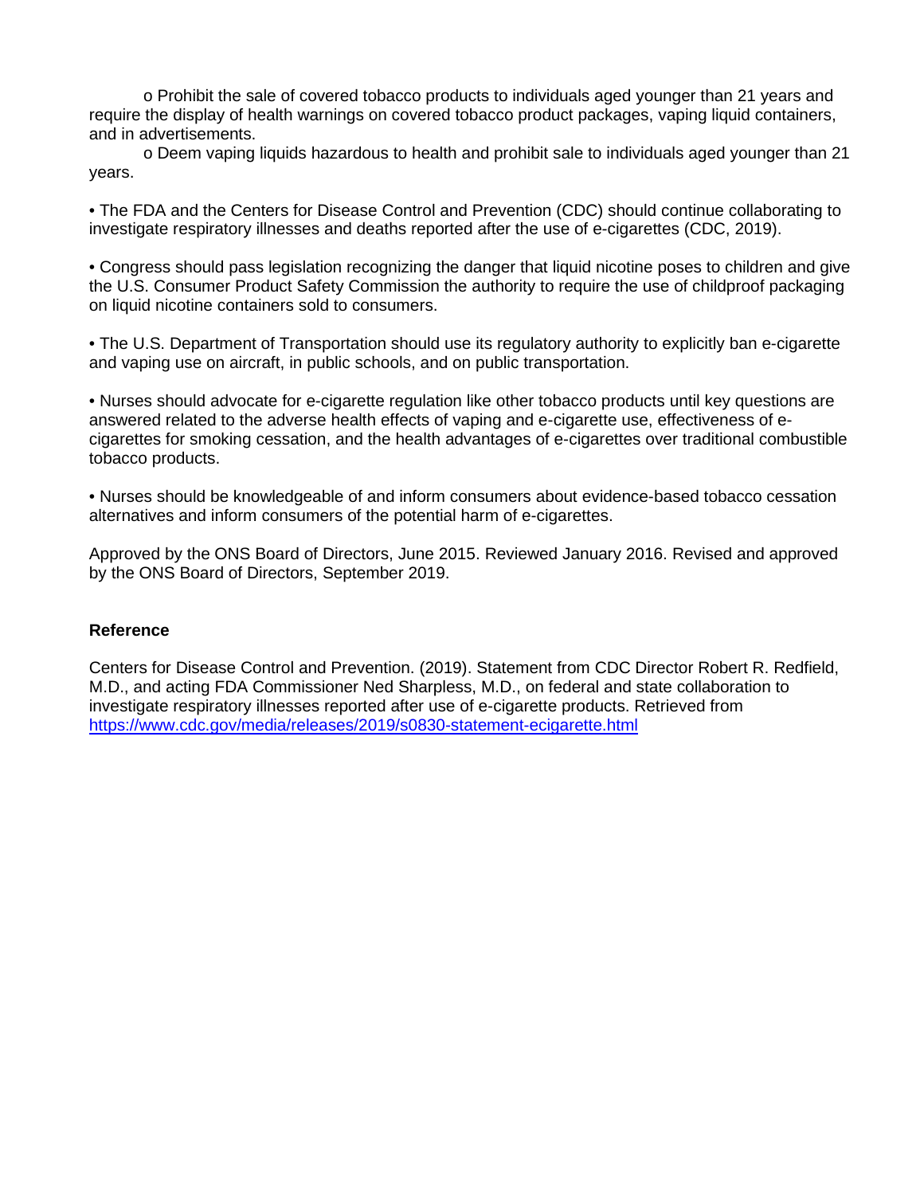- Prohibit the sale of covered tobacco products to individuals aged younger than 21 years and require the display of health warnings on covered tobacco product packages, vaping liquid containers, and in advertisements.
- Deem vaping liquids hazardous to health and prohibit sale to individuals aged younger than 21 years.

- The FDA and the Centers for Disease Control and Prevention (CDC) should continue collaborating to investigate respiratory illnesses and deaths reported after the use of e-cigarettes (CDC, 2019).

- Congress should pass legislation recognizing the danger that liquid nicotine poses to children and give the U.S. Consumer Product Safety Commission the authority to require the use of childproof packaging on liquid nicotine containers sold to consumers.

- The U.S. Department of Transportation should use its regulatory authority to explicitly ban e-cigarette and vaping use on aircraft, in public schools, and on public transportation.

- Nurses should advocate for e-cigarette regulation like other tobacco products until key questions are answered related to the adverse health effects of vaping and e-cigarette use, effectiveness of e-cigarettes for smoking cessation, and the health advantages of e-cigarettes over traditional combustible tobacco products.

- Nurses should be knowledgeable of and inform consumers about evidence-based tobacco cessation alternatives and inform consumers of the potential harm of e-cigarettes.

Approved by the ONS Board of Directors, June 2015. Reviewed January 2016. Revised and approved by the ONS Board of Directors, September 2019.

**Reference**

Centers for Disease Control and Prevention. (2019). Statement from CDC Director Robert R. Redfield, M.D., and acting FDA Commissioner Ned Sharpless, M.D., on federal and state collaboration to investigate respiratory illnesses reported after use of e-cigarette products. Retrieved from https://www.cdc.gov/media/releases/2019/s0830-statement-ecigarette.html